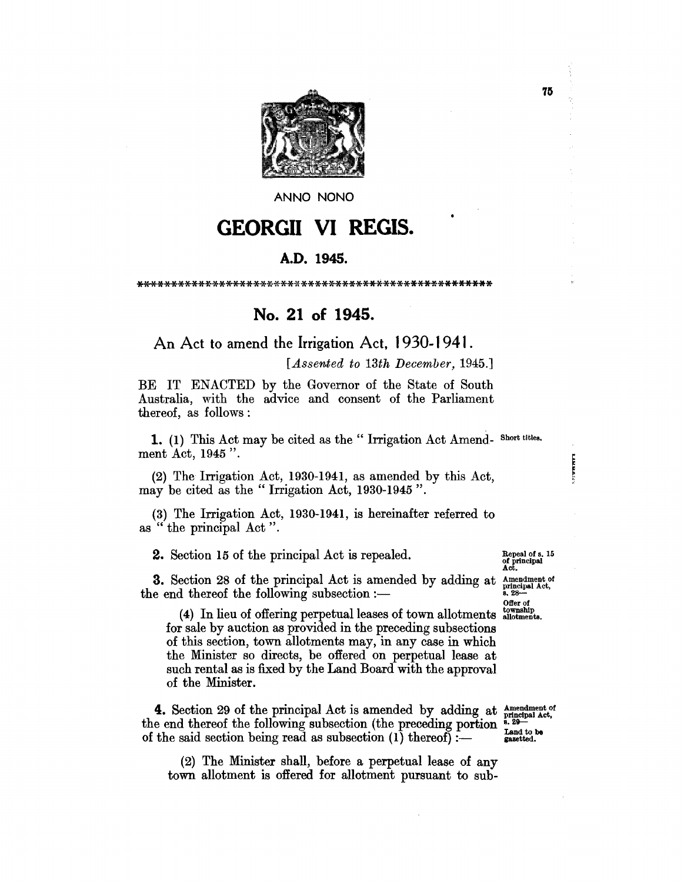ANNO NONO

# GEORGII VI REGIS.

## A.D. 1945.

\*\*\*\*\*\*\*\*\*\*\*\*\*\*\*\*\*\*\*\*\*\*\*\*\*\*\*\*\*\*\*\*\*\*\*\*\*\*\*\*\*\*\*\*\*\*\*\*\*\*\*\*

## No. 21 of 1945.

### An Act to amend the Irrigation Act, 1930-1941.

[*Assented to 13th December, 1945.*]

BE IT ENACTED by the Governor of the State of South Australia, with the advice and consent of the Parliament thereof, as follows:

*Short titles.*

**1.** (1) This Act may be cited as the "Irrigation Act Amendment Act, 1945".

(2) The Irrigation Act, 1930-1941, as amended by this Act, may be cited as the "Irrigation Act, 1930-1945".

(3) The Irrigation Act, 1930-1941, is hereinafter referred to as "the principal Act".

*Repeal of s. 15 of principal Act.*

**2.** Section 15 of the principal Act is repealed.

*Amendment of principal Act, s. 28— Offer of township allotments.*

**3.** Section 28 of the principal Act is amended by adding at the end thereof the following subsection:—

> (4) In lieu of offering perpetual leases of town allotments for sale by auction as provided in the preceding subsections of this section, town allotments may, in any case in which the Minister so directs, be offered on perpetual lease at such rental as is fixed by the Land Board with the approval of the Minister.

*Amendment of principal Act, s. 29— Land to be gazetted.*

**4.** Section 29 of the principal Act is amended by adding at the end thereof the following subsection (the preceding portion of the said section being read as subsection (1) thereof):—

> (2) The Minister shall, before a perpetual lease of any town allotment is offered for allotment pursuant to sub-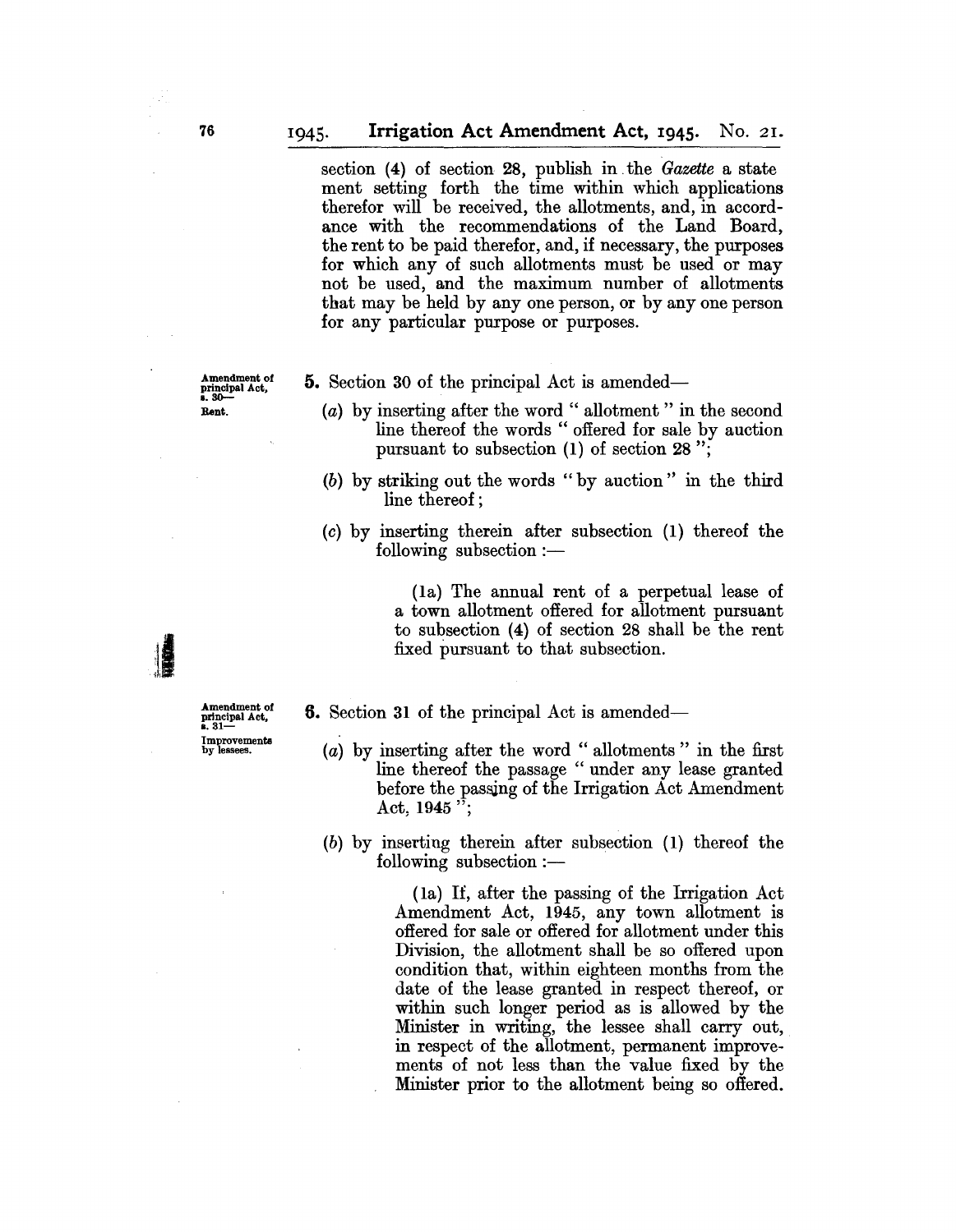section (4) of section 28, publish in the *Gazette* a statement setting forth the time within which applications therefor will be received, the allotments, and, in accordance with the recommendations of the Land Board, the rent to be paid therefor, and, if necessary, the purposes for which any of such allotments must be used or may not be used, and the maximum number of allotments that may be held by any one person, or by any one person for any particular purpose or purposes.

Amendment of principal Act, s. 30— Rent.

**5.** Section 30 of the principal Act is amended—

(*a*) by inserting after the word " allotment " in the second line thereof the words " offered for sale by auction pursuant to subsection (1) of section 28 ";

(*b*) by striking out the words " by auction " in the third line thereof;

(*c*) by inserting therein after subsection (1) thereof the following subsection :—

> (1a) The annual rent of a perpetual lease of a town allotment offered for allotment pursuant to subsection (4) of section 28 shall be the rent fixed pursuant to that subsection.

Amendment of principal Act, s. 31— Improvements by lessees.

**6.** Section 31 of the principal Act is amended—

(*a*) by inserting after the word " allotments " in the first line thereof the passage " under any lease granted before the passing of the Irrigation Act Amendment Act, 1945 ";

(*b*) by inserting therein after subsection (1) thereof the following subsection :—

> (1a) If, after the passing of the Irrigation Act Amendment Act, 1945, any town allotment is offered for sale or offered for allotment under this Division, the allotment shall be so offered upon condition that, within eighteen months from the date of the lease granted in respect thereof, or within such longer period as is allowed by the Minister in writing, the lessee shall carry out, in respect of the allotment, permanent improvements of not less than the value fixed by the Minister prior to the allotment being so offered.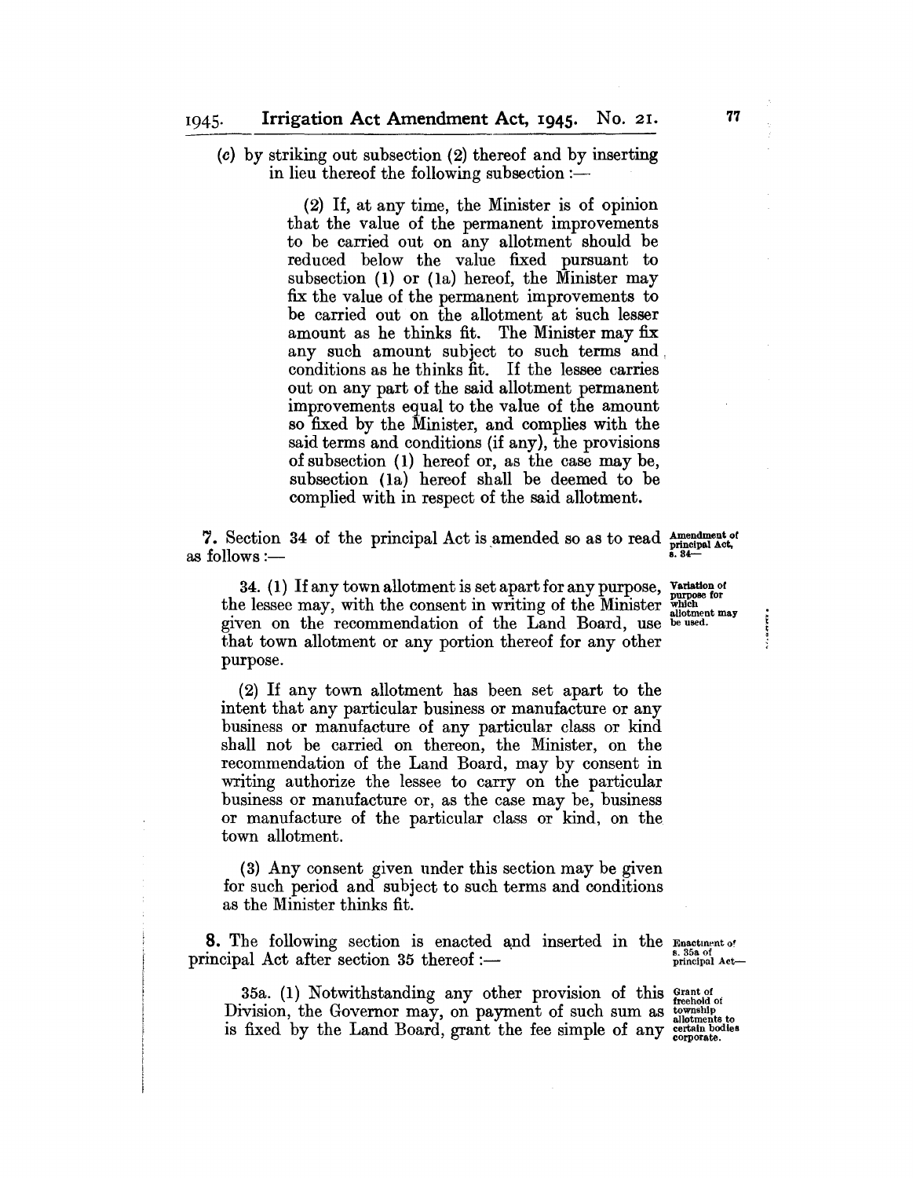(c) by striking out subsection (2) thereof and by inserting in lieu thereof the following subsection :—

> (2) If, at any time, the Minister is of opinion that the value of the permanent improvements to be carried out on any allotment should be reduced below the value fixed pursuant to subsection (1) or (1a) hereof, the Minister may fix the value of the permanent improvements to be carried out on the allotment at such lesser amount as he thinks fit. The Minister may fix any such amount subject to such terms and conditions as he thinks fit. If the lessee carries out on any part of the said allotment permanent improvements equal to the value of the amount so fixed by the Minister, and complies with the said terms and conditions (if any), the provisions of subsection (1) hereof or, as the case may be, subsection (1a) hereof shall be deemed to be complied with in respect of the said allotment.

**Amendment of principal Act, s. 34—**

**7.** Section 34 of the principal Act is amended so as to read as follows :—

**Variation of purpose for which allotment may be used.**

> 34. (1) If any town allotment is set apart for any purpose, the lessee may, with the consent in writing of the Minister given on the recommendation of the Land Board, use that town allotment or any portion thereof for any other purpose.
>
> (2) If any town allotment has been set apart to the intent that any particular business or manufacture or any business or manufacture of any particular class or kind shall not be carried on thereon, the Minister, on the recommendation of the Land Board, may by consent in writing authorize the lessee to carry on the particular business or manufacture or, as the case may be, business or manufacture of the particular class or kind, on the town allotment.
>
> (3) Any consent given under this section may be given for such period and subject to such terms and conditions as the Minister thinks fit.

**Enactment of s. 35a of principal Act—**

**8.** The following section is enacted and inserted in the principal Act after section 35 thereof :—

**Grant of freehold of township allotments to certain bodies corporate.**

> 35a. (1) Notwithstanding any other provision of this Division, the Governor may, on payment of such sum as is fixed by the Land Board, grant the fee simple of any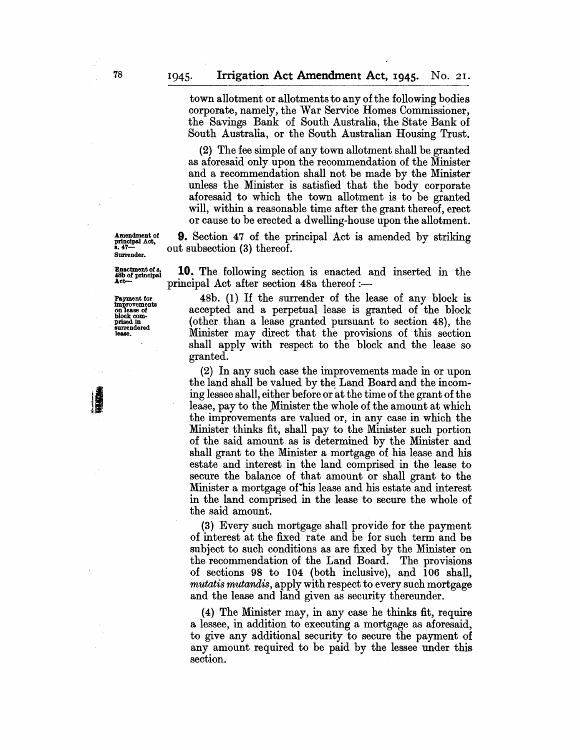town allotment or allotments to any of the following bodies corporate, namely, the War Service Homes Commissioner, the Savings Bank of South Australia, the State Bank of South Australia, or the South Australian Housing Trust.

(2) The fee simple of any town allotment shall be granted as aforesaid only upon the recommendation of the Minister and a recommendation shall not be made by the Minister unless the Minister is satisfied that the body corporate aforesaid to which the town allotment is to be granted will, within a reasonable time after the grant thereof, erect or cause to be erected a dwelling-house upon the allotment.

Amendment of principal Act, s. 47— Surrender.

**9.** Section 47 of the principal Act is amended by striking out subsection (3) thereof.

Enactment of s. 48b of principal Act—

**10.** The following section is enacted and inserted in the principal Act after section 48a thereof:—

Payment for improvements on lease of block comprised in surrendered lease.

48b. (1) If the surrender of the lease of any block is accepted and a perpetual lease is granted of the block (other than a lease granted pursuant to section 48), the Minister may direct that the provisions of this section shall apply with respect to the block and the lease so granted.

(2) In any such case the improvements made in or upon the land shall be valued by the Land Board and the incoming lessee shall, either before or at the time of the grant of the lease, pay to the Minister the whole of the amount at which the improvements are valued or, in any case in which the Minister thinks fit, shall pay to the Minister such portion of the said amount as is determined by the Minister and shall grant to the Minister a mortgage of his lease and his estate and interest in the land comprised in the lease to secure the balance of that amount or shall grant to the Minister a mortgage of his lease and his estate and interest in the land comprised in the lease to secure the whole of the said amount.

(3) Every such mortgage shall provide for the payment of interest at the fixed rate and be for such term and be subject to such conditions as are fixed by the Minister on the recommendation of the Land Board. The provisions of sections 98 to 104 (both inclusive), and 106 shall, *mutatis mutandis*, apply with respect to every such mortgage and the lease and land given as security thereunder.

(4) The Minister may, in any case he thinks fit, require a lessee, in addition to executing a mortgage as aforesaid, to give any additional security to secure the payment of any amount required to be paid by the lessee under this section.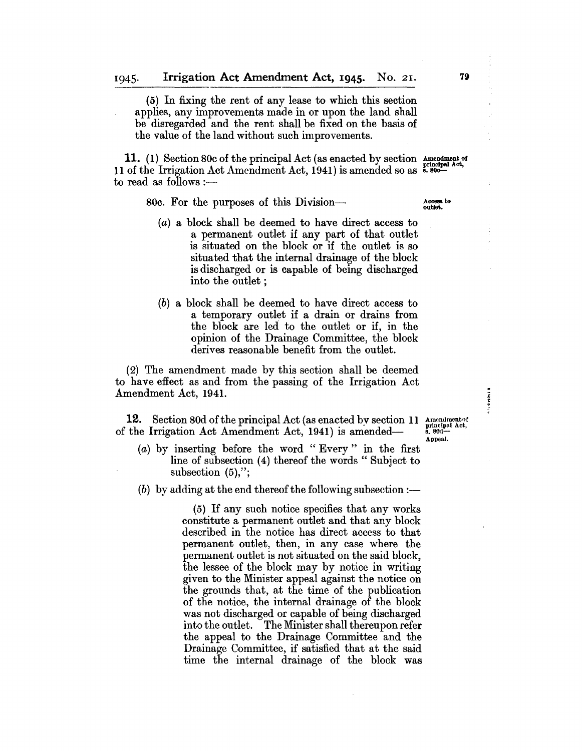(5) In fixing the rent of any lease to which this section applies, any improvements made in or upon the land shall be disregarded and the rent shall be fixed on the basis of the value of the land without such improvements.

**11.** (1) Section 80c of the principal Act (as enacted by section 11 of the Irrigation Act Amendment Act, 1941) is amended so as to read as follows :— *Amendment of principal Act, s. 80c—*

80c. For the purposes of this Division— *Access to outlet.*

(a) a block shall be deemed to have direct access to a permanent outlet if any part of that outlet is situated on the block or if the outlet is so situated that the internal drainage of the block is discharged or is capable of being discharged into the outlet ;

(b) a block shall be deemed to have direct access to a temporary outlet if a drain or drains from the block are led to the outlet or if, in the opinion of the Drainage Committee, the block derives reasonable benefit from the outlet.

(2) The amendment made by this section shall be deemed to have effect as and from the passing of the Irrigation Act Amendment Act, 1941.

**12.** Section 80d of the principal Act (as enacted by section 11 of the Irrigation Act Amendment Act, 1941) is amended— *Amendment of principal Act, s. 80d— Appeal.*

(a) by inserting before the word " Every " in the first line of subsection (4) thereof the words " Subject to subsection (5),";

(b) by adding at the end thereof the following subsection :—

(5) If any such notice specifies that any works constitute a permanent outlet and that any block described in the notice has direct access to that permanent outlet, then, in any case where the permanent outlet is not situated on the said block, the lessee of the block may by notice in writing given to the Minister appeal against the notice on the grounds that, at the time of the publication of the notice, the internal drainage of the block was not discharged or capable of being discharged into the outlet. The Minister shall thereupon refer the appeal to the Drainage Committee and the Drainage Committee, if satisfied that at the said time the internal drainage of the block was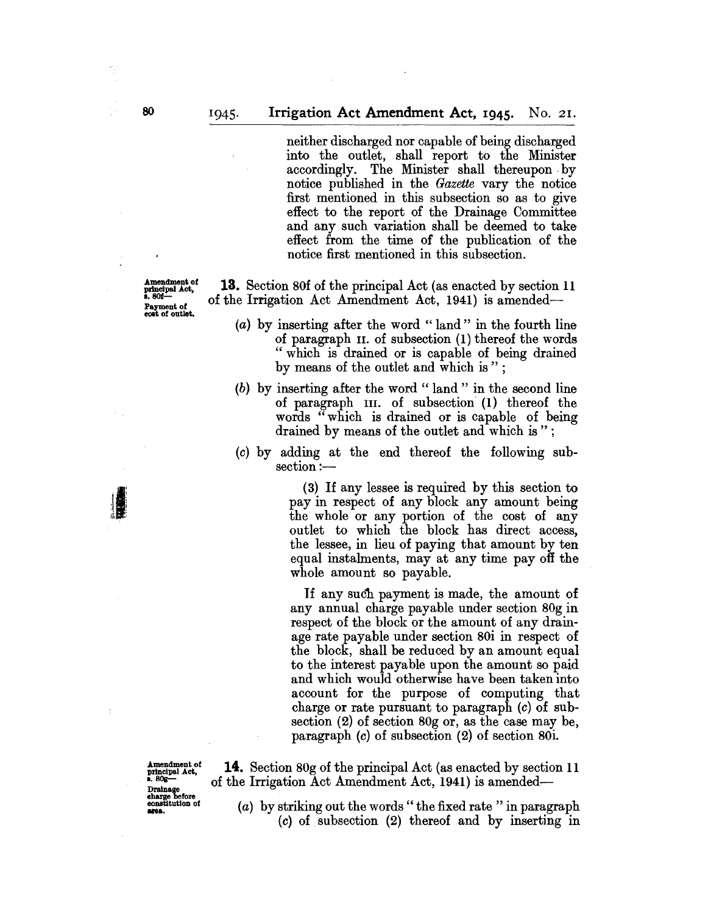neither discharged nor capable of being discharged into the outlet, shall report to the Minister accordingly. The Minister shall thereupon by notice published in the *Gazette* vary the notice first mentioned in this subsection so as to give effect to the report of the Drainage Committee and any such variation shall be deemed to take effect from the time of the publication of the notice first mentioned in this subsection.

Amendment of principal Act, s. 80f—Payment of cost of outlet.

**13.** Section 80f of the principal Act (as enacted by section 11 of the Irrigation Act Amendment Act, 1941) is amended—

(*a*) by inserting after the word "land" in the fourth line of paragraph II. of subsection (1) thereof the words "which is drained or is capable of being drained by means of the outlet and which is";

(*b*) by inserting after the word "land" in the second line of paragraph III. of subsection (1) thereof the words "which is drained or is capable of being drained by means of the outlet and which is";

(*c*) by adding at the end thereof the following subsection:—

(3) If any lessee is required by this section to pay in respect of any block any amount being the whole or any portion of the cost of any outlet to which the block has direct access, the lessee, in lieu of paying that amount by ten equal instalments, may at any time pay off the whole amount so payable.

If any such payment is made, the amount of any annual charge payable under section 80g in respect of the block or the amount of any drainage rate payable under section 80i in respect of the block, shall be reduced by an amount equal to the interest payable upon the amount so paid and which would otherwise have been taken into account for the purpose of computing that charge or rate pursuant to paragraph (*c*) of subsection (2) of section 80g or, as the case may be, paragraph (*c*) of subsection (2) of section 80i.

Amendment of principal Act, s. 80g—Drainage charge before constitution of area.

**14.** Section 80g of the principal Act (as enacted by section 11 of the Irrigation Act Amendment Act, 1941) is amended—

(*a*) by striking out the words "the fixed rate" in paragraph (*c*) of subsection (2) thereof and by inserting in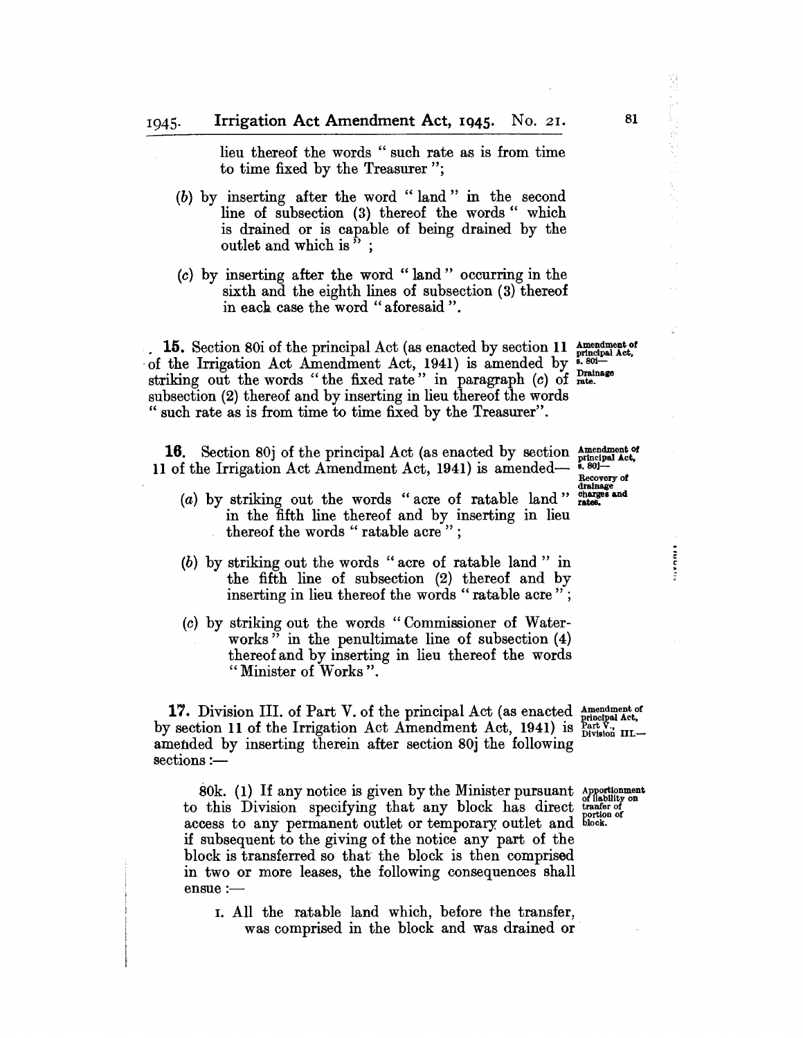lieu thereof the words "such rate as is from time to time fixed by the Treasurer";

(*b*) by inserting after the word "land" in the second line of subsection (3) thereof the words "which is drained or is capable of being drained by the outlet and which is";

(*c*) by inserting after the word "land" occurring in the sixth and the eighth lines of subsection (3) thereof in each case the word "aforesaid".

Amendment of principal Act, s. 80i—Drainage rate.

**15.** Section 80i of the principal Act (as enacted by section 11 of the Irrigation Act Amendment Act, 1941) is amended by striking out the words "the fixed rate" in paragraph (*c*) of subsection (2) thereof and by inserting in lieu thereof the words "such rate as is from time to time fixed by the Treasurer".

Amendment of principal Act, s. 80j—Recovery of drainage charges and rates.

**16.** Section 80j of the principal Act (as enacted by section 11 of the Irrigation Act Amendment Act, 1941) is amended—

(*a*) by striking out the words "acre of ratable land" in the fifth line thereof and by inserting in lieu thereof the words "ratable acre";

(*b*) by striking out the words "acre of ratable land" in the fifth line of subsection (2) thereof and by inserting in lieu thereof the words "ratable acre";

(*c*) by striking out the words "Commissioner of Waterworks" in the penultimate line of subsection (4) thereof and by inserting in lieu thereof the words "Minister of Works".

Amendment of principal Act, Part V., Division III.—

**17.** Division III. of Part V. of the principal Act (as enacted by section 11 of the Irrigation Act Amendment Act, 1941) is amended by inserting therein after section 80j the following sections:—

Apportionment of liability on tranfer of portion of block.

80k. (1) If any notice is given by the Minister pursuant to this Division specifying that any block has direct access to any permanent outlet or temporary outlet and if subsequent to the giving of the notice any part of the block is transferred so that the block is then comprised in two or more leases, the following consequences shall ensue:—

I. All the ratable land which, before the transfer, was comprised in the block and was drained or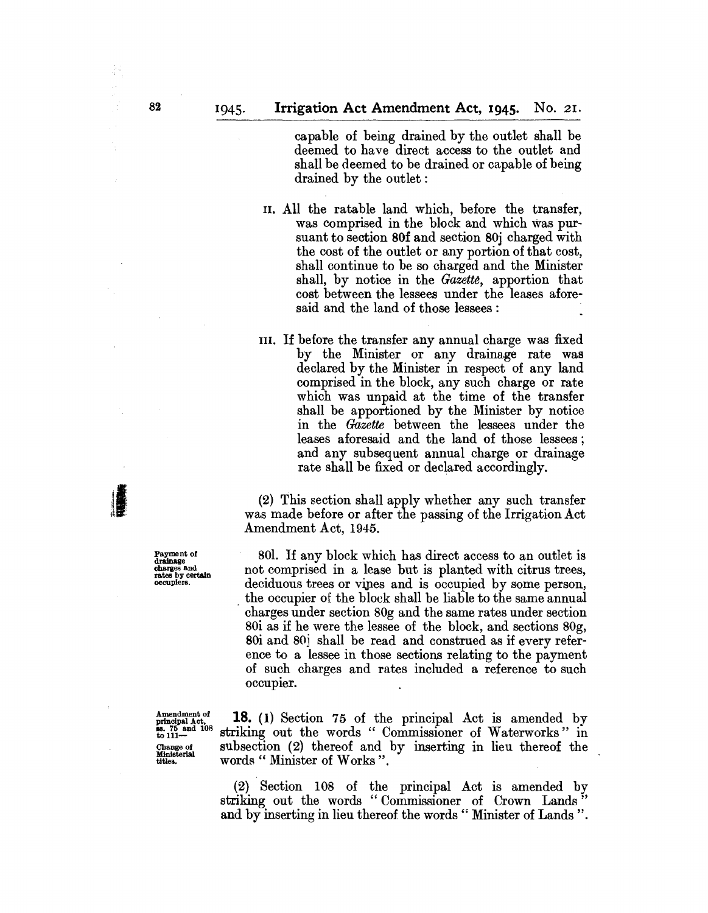capable of being drained by the outlet shall be deemed to have direct access to the outlet and shall be deemed to be drained or capable of being drained by the outlet:

II. All the ratable land which, before the transfer, was comprised in the block and which was pursuant to section 80f and section 80j charged with the cost of the outlet or any portion of that cost, shall continue to be so charged and the Minister shall, by notice in the *Gazette*, apportion that cost between the lessees under the leases aforesaid and the land of those lessees:

III. If before the transfer any annual charge was fixed by the Minister or any drainage rate was declared by the Minister in respect of any land comprised in the block, any such charge or rate which was unpaid at the time of the transfer shall be apportioned by the Minister by notice in the *Gazette* between the lessees under the leases aforesaid and the land of those lessees; and any subsequent annual charge or drainage rate shall be fixed or declared accordingly.

(2) This section shall apply whether any such transfer was made before or after the passing of the Irrigation Act Amendment Act, 1945.

Payment of drainage charges and rates by certain occupiers.

80l. If any block which has direct access to an outlet is not comprised in a lease but is planted with citrus trees, deciduous trees or vines and is occupied by some person, the occupier of the block shall be liable to the same annual charges under section 80g and the same rates under section 80i as if he were the lessee of the block, and sections 80g, 80i and 80j shall be read and construed as if every reference to a lessee in those sections relating to the payment of such charges and rates included a reference to such occupier.

Amendment of principal Act, ss. 75 and 108 to 111— Change of Ministerial titles.

**18.** (1) Section 75 of the principal Act is amended by striking out the words "Commissioner of Waterworks" in subsection (2) thereof and by inserting in lieu thereof the words "Minister of Works".

(2) Section 108 of the principal Act is amended by striking out the words "Commissioner of Crown Lands" and by inserting in lieu thereof the words "Minister of Lands".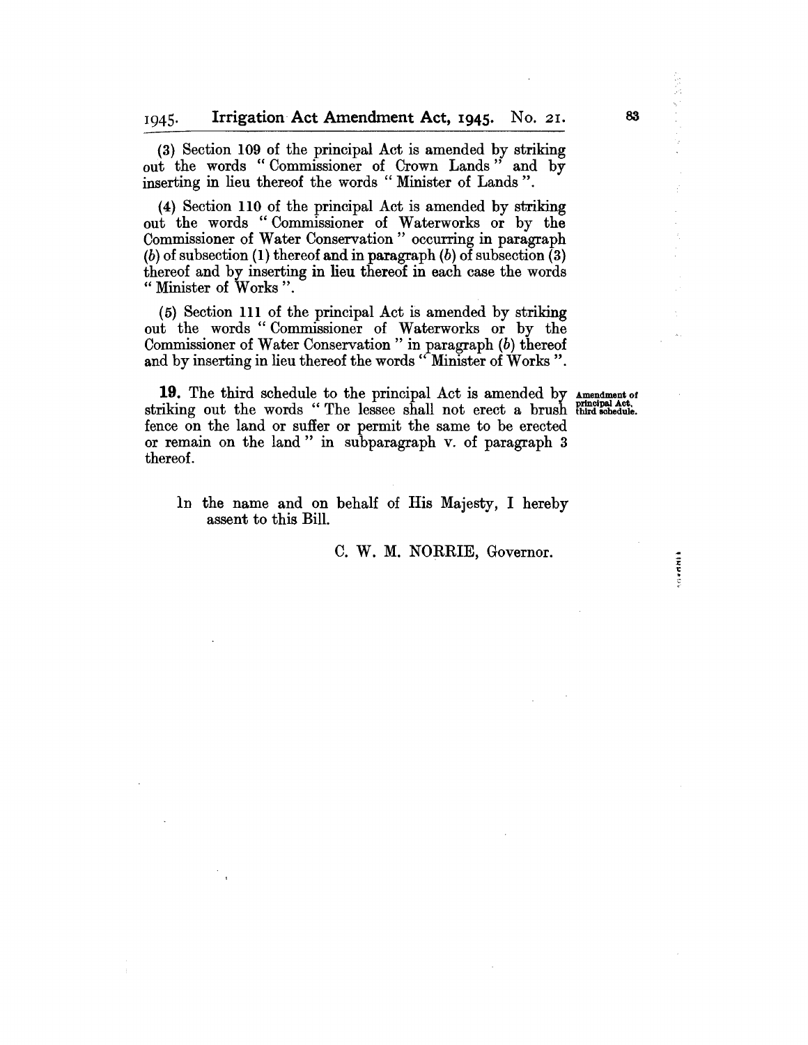(3) Section 109 of the principal Act is amended by striking out the words " Commissioner of Crown Lands " and by inserting in lieu thereof the words " Minister of Lands ".

(4) Section 110 of the principal Act is amended by striking out the words " Commissioner of Waterworks or by the Commissioner of Water Conservation " occurring in paragraph (*b*) of subsection (1) thereof and in paragraph (*b*) of subsection (3) thereof and by inserting in lieu thereof in each case the words " Minister of Works ".

(5) Section 111 of the principal Act is amended by striking out the words " Commissioner of Waterworks or by the Commissioner of Water Conservation " in paragraph (*b*) thereof and by inserting in lieu thereof the words " Minister of Works ".

**19.** The third schedule to the principal Act is amended by striking out the words " The lessee shall not erect a brush fence on the land or suffer or permit the same to be erected or remain on the land " in subparagraph v. of paragraph 3 thereof.

Amendment of principal Act, third schedule.

In the name and on behalf of His Majesty, I hereby assent to this Bill.

C. W. M. NORRIE, Governor.